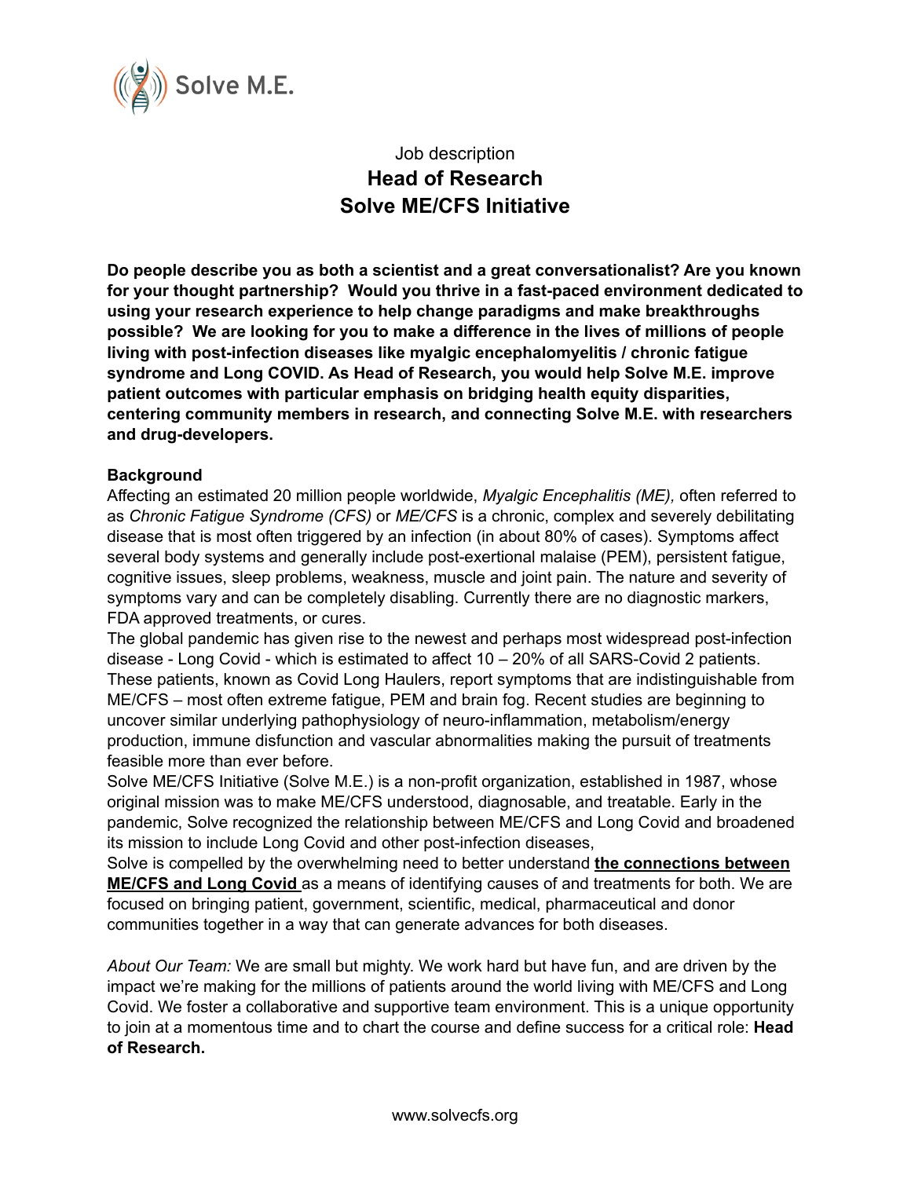Solve M.E.

Job description

# Head of Research
# Solve ME/CFS Initiative

**Do people describe you as both a scientist and a great conversationalist? Are you known for your thought partnership? Would you thrive in a fast-paced environment dedicated to using your research experience to help change paradigms and make breakthroughs possible? We are looking for you to make a difference in the lives of millions of people living with post-infection diseases like myalgic encephalomyelitis / chronic fatigue syndrome and Long COVID. As Head of Research, you would help Solve M.E. improve patient outcomes with particular emphasis on bridging health equity disparities, centering community members in research, and connecting Solve M.E. with researchers and drug-developers.**

**Background**

Affecting an estimated 20 million people worldwide, *Myalgic Encephalitis (ME),* often referred to as *Chronic Fatigue Syndrome (CFS)* or *ME/CFS* is a chronic, complex and severely debilitating disease that is most often triggered by an infection (in about 80% of cases). Symptoms affect several body systems and generally include post-exertional malaise (PEM), persistent fatigue, cognitive issues, sleep problems, weakness, muscle and joint pain. The nature and severity of symptoms vary and can be completely disabling. Currently there are no diagnostic markers, FDA approved treatments, or cures.

The global pandemic has given rise to the newest and perhaps most widespread post-infection disease - Long Covid - which is estimated to affect 10 – 20% of all SARS-Covid 2 patients. These patients, known as Covid Long Haulers, report symptoms that are indistinguishable from ME/CFS – most often extreme fatigue, PEM and brain fog. Recent studies are beginning to uncover similar underlying pathophysiology of neuro-inflammation, metabolism/energy production, immune disfunction and vascular abnormalities making the pursuit of treatments feasible more than ever before.

Solve ME/CFS Initiative (Solve M.E.) is a non-profit organization, established in 1987, whose original mission was to make ME/CFS understood, diagnosable, and treatable. Early in the pandemic, Solve recognized the relationship between ME/CFS and Long Covid and broadened its mission to include Long Covid and other post-infection diseases,

Solve is compelled by the overwhelming need to better understand **the connections between ME/CFS and Long Covid** as a means of identifying causes of and treatments for both. We are focused on bringing patient, government, scientific, medical, pharmaceutical and donor communities together in a way that can generate advances for both diseases.

*About Our Team:* We are small but mighty. We work hard but have fun, and are driven by the impact we're making for the millions of patients around the world living with ME/CFS and Long Covid. We foster a collaborative and supportive team environment. This is a unique opportunity to join at a momentous time and to chart the course and define success for a critical role: **Head of Research.**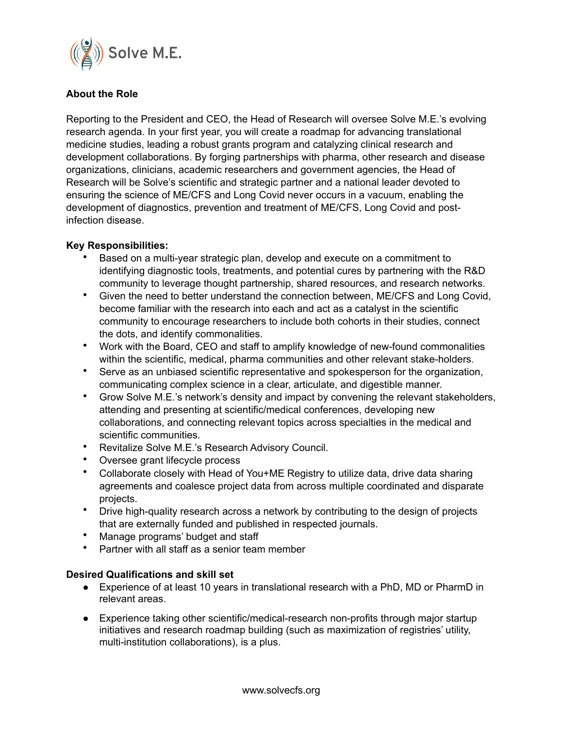**About the Role**

Reporting to the President and CEO, the Head of Research will oversee Solve M.E.'s evolving research agenda. In your first year, you will create a roadmap for advancing translational medicine studies, leading a robust grants program and catalyzing clinical research and development collaborations. By forging partnerships with pharma, other research and disease organizations, clinicians, academic researchers and government agencies, the Head of Research will be Solve's scientific and strategic partner and a national leader devoted to ensuring the science of ME/CFS and Long Covid never occurs in a vacuum, enabling the development of diagnostics, prevention and treatment of ME/CFS, Long Covid and post-infection disease.

**Key Responsibilities:**

- Based on a multi-year strategic plan, develop and execute on a commitment to identifying diagnostic tools, treatments, and potential cures by partnering with the R&D community to leverage thought partnership, shared resources, and research networks.
- Given the need to better understand the connection between, ME/CFS and Long Covid, become familiar with the research into each and act as a catalyst in the scientific community to encourage researchers to include both cohorts in their studies, connect the dots, and identify commonalities.
- Work with the Board, CEO and staff to amplify knowledge of new-found commonalities within the scientific, medical, pharma communities and other relevant stake-holders.
- Serve as an unbiased scientific representative and spokesperson for the organization, communicating complex science in a clear, articulate, and digestible manner.
- Grow Solve M.E.'s network's density and impact by convening the relevant stakeholders, attending and presenting at scientific/medical conferences, developing new collaborations, and connecting relevant topics across specialties in the medical and scientific communities.
- Revitalize Solve M.E.'s Research Advisory Council.
- Oversee grant lifecycle process
- Collaborate closely with Head of You+ME Registry to utilize data, drive data sharing agreements and coalesce project data from across multiple coordinated and disparate projects.
- Drive high-quality research across a network by contributing to the design of projects that are externally funded and published in respected journals.
- Manage programs' budget and staff
- Partner with all staff as a senior team member

**Desired Qualifications and skill set**

- Experience of at least 10 years in translational research with a PhD, MD or PharmD in relevant areas.
- Experience taking other scientific/medical-research non-profits through major startup initiatives and research roadmap building (such as maximization of registries' utility, multi-institution collaborations), is a plus.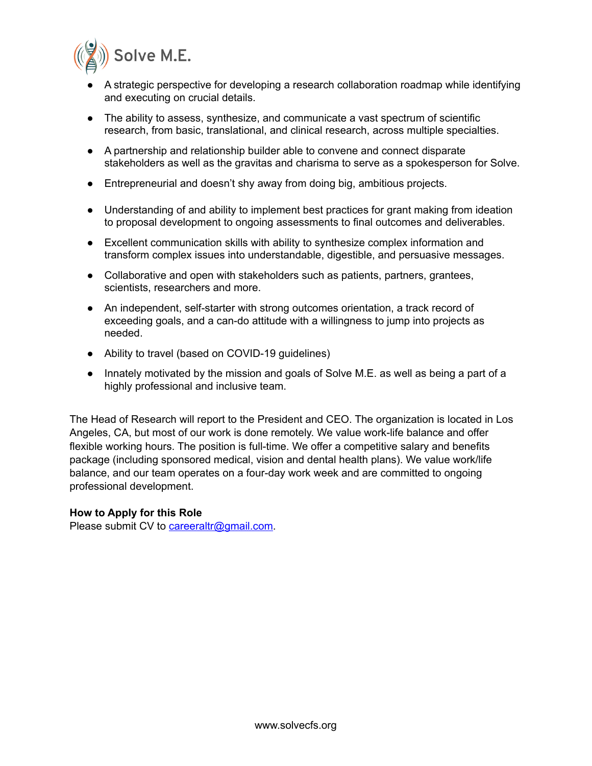- A strategic perspective for developing a research collaboration roadmap while identifying and executing on crucial details.
- The ability to assess, synthesize, and communicate a vast spectrum of scientific research, from basic, translational, and clinical research, across multiple specialties.
- A partnership and relationship builder able to convene and connect disparate stakeholders as well as the gravitas and charisma to serve as a spokesperson for Solve.
- Entrepreneurial and doesn't shy away from doing big, ambitious projects.
- Understanding of and ability to implement best practices for grant making from ideation to proposal development to ongoing assessments to final outcomes and deliverables.
- Excellent communication skills with ability to synthesize complex information and transform complex issues into understandable, digestible, and persuasive messages.
- Collaborative and open with stakeholders such as patients, partners, grantees, scientists, researchers and more.
- An independent, self-starter with strong outcomes orientation, a track record of exceeding goals, and a can-do attitude with a willingness to jump into projects as needed.
- Ability to travel (based on COVID-19 guidelines)
- Innately motivated by the mission and goals of Solve M.E. as well as being a part of a highly professional and inclusive team.

The Head of Research will report to the President and CEO. The organization is located in Los Angeles, CA, but most of our work is done remotely. We value work-life balance and offer flexible working hours. The position is full-time. We offer a competitive salary and benefits package (including sponsored medical, vision and dental health plans). We value work/life balance, and our team operates on a four-day work week and are committed to ongoing professional development.

**How to Apply for this Role**
Please submit CV to careeraltr@gmail.com.